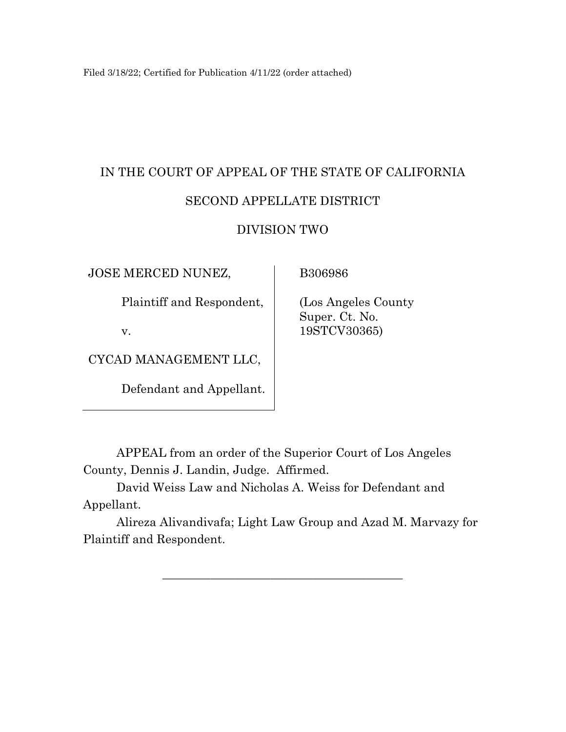Filed 3/18/22; Certified for Publication 4/11/22 (order attached)

IN THE COURT OF APPEAL OF THE STATE OF CALIFORNIA

SECOND APPELLATE DISTRICT

DIVISION TWO

| | |
|---|---|
| JOSE MERCED NUNEZ,<br><br>Plaintiff and Respondent,<br><br>v.<br><br>CYCAD MANAGEMENT LLC,<br><br>Defendant and Appellant. | B306986<br><br>(Los Angeles County Super. Ct. No. 19STCV30365) |

APPEAL from an order of the Superior Court of Los Angeles County, Dennis J. Landin, Judge. Affirmed.

David Weiss Law and Nicholas A. Weiss for Defendant and Appellant.

Alireza Alivandivafa; Light Law Group and Azad M. Marvazy for Plaintiff and Respondent.

\_\_\_\_\_\_\_\_\_\_\_\_\_\_\_\_\_\_\_\_\_\_\_\_\_\_\_\_\_\_\_\_\_\_\_\_\_\_\_\_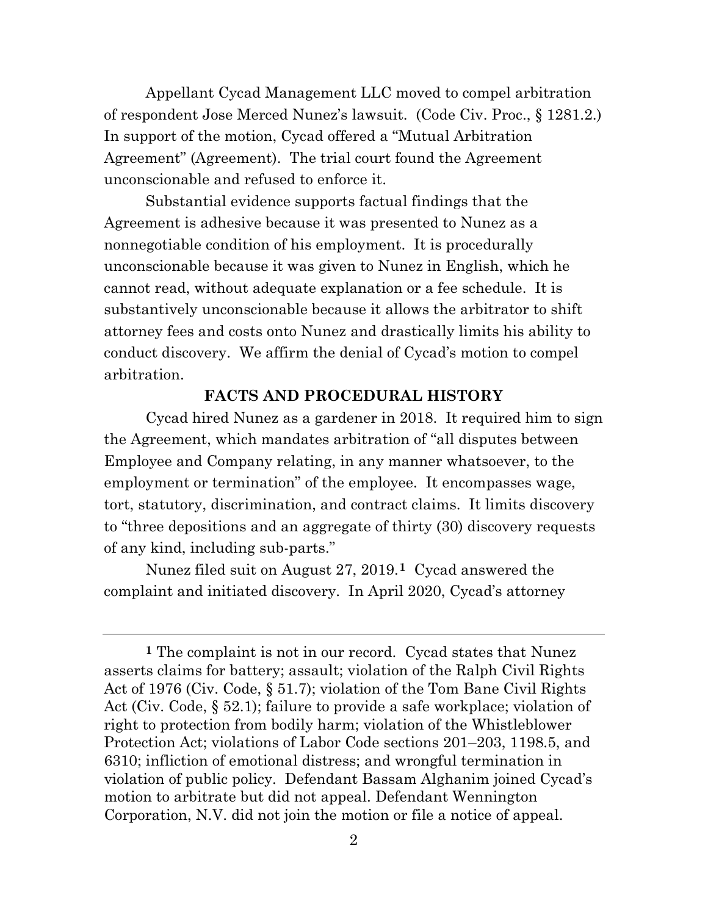Appellant Cycad Management LLC moved to compel arbitration of respondent Jose Merced Nunez's lawsuit. (Code Civ. Proc., § 1281.2.) In support of the motion, Cycad offered a "Mutual Arbitration Agreement" (Agreement). The trial court found the Agreement unconscionable and refused to enforce it.

Substantial evidence supports factual findings that the Agreement is adhesive because it was presented to Nunez as a nonnegotiable condition of his employment. It is procedurally unconscionable because it was given to Nunez in English, which he cannot read, without adequate explanation or a fee schedule. It is substantively unconscionable because it allows the arbitrator to shift attorney fees and costs onto Nunez and drastically limits his ability to conduct discovery. We affirm the denial of Cycad's motion to compel arbitration.

## FACTS AND PROCEDURAL HISTORY

Cycad hired Nunez as a gardener in 2018. It required him to sign the Agreement, which mandates arbitration of "all disputes between Employee and Company relating, in any manner whatsoever, to the employment or termination" of the employee. It encompasses wage, tort, statutory, discrimination, and contract claims. It limits discovery to "three depositions and an aggregate of thirty (30) discovery requests of any kind, including sub-parts."

Nunez filed suit on August 27, 2019.[1] Cycad answered the complaint and initiated discovery. In April 2020, Cycad's attorney

---

[1] The complaint is not in our record. Cycad states that Nunez asserts claims for battery; assault; violation of the Ralph Civil Rights Act of 1976 (Civ. Code, § 51.7); violation of the Tom Bane Civil Rights Act (Civ. Code, § 52.1); failure to provide a safe workplace; violation of right to protection from bodily harm; violation of the Whistleblower Protection Act; violations of Labor Code sections 201–203, 1198.5, and 6310; infliction of emotional distress; and wrongful termination in violation of public policy. Defendant Bassam Alghanim joined Cycad's motion to arbitrate but did not appeal. Defendant Wennington Corporation, N.V. did not join the motion or file a notice of appeal.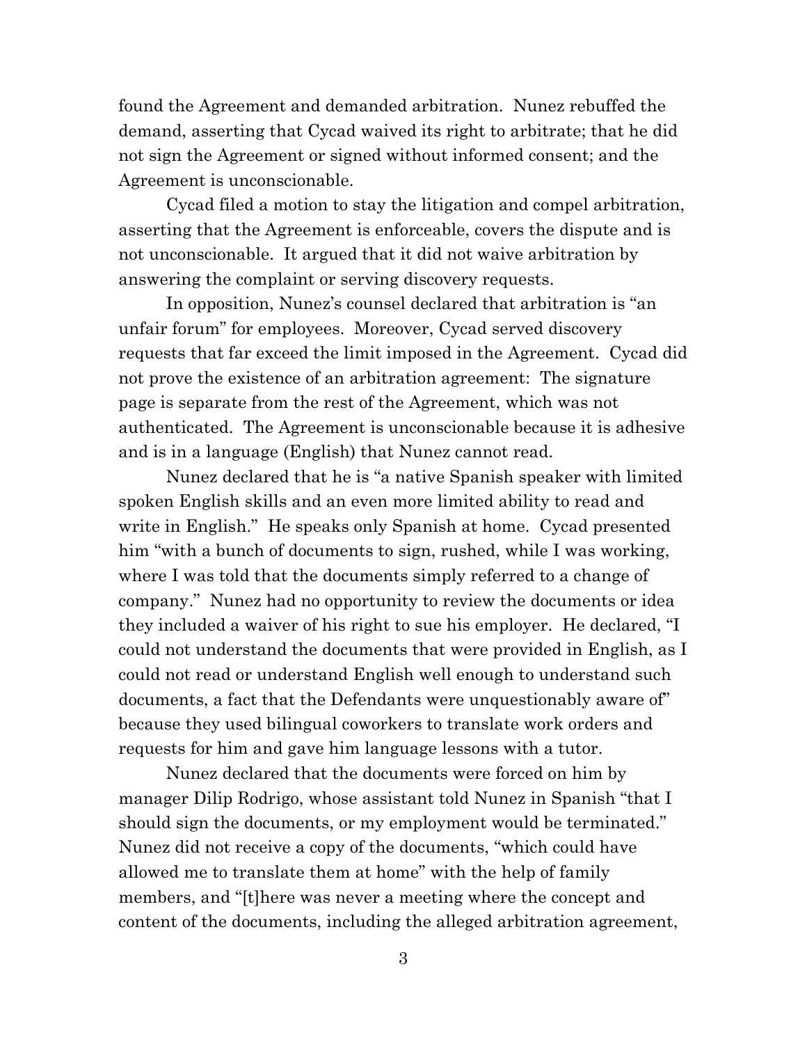found the Agreement and demanded arbitration. Nunez rebuffed the demand, asserting that Cycad waived its right to arbitrate; that he did not sign the Agreement or signed without informed consent; and the Agreement is unconscionable.

Cycad filed a motion to stay the litigation and compel arbitration, asserting that the Agreement is enforceable, covers the dispute and is not unconscionable. It argued that it did not waive arbitration by answering the complaint or serving discovery requests.

In opposition, Nunez's counsel declared that arbitration is "an unfair forum" for employees. Moreover, Cycad served discovery requests that far exceed the limit imposed in the Agreement. Cycad did not prove the existence of an arbitration agreement: The signature page is separate from the rest of the Agreement, which was not authenticated. The Agreement is unconscionable because it is adhesive and is in a language (English) that Nunez cannot read.

Nunez declared that he is "a native Spanish speaker with limited spoken English skills and an even more limited ability to read and write in English." He speaks only Spanish at home. Cycad presented him "with a bunch of documents to sign, rushed, while I was working, where I was told that the documents simply referred to a change of company." Nunez had no opportunity to review the documents or idea they included a waiver of his right to sue his employer. He declared, "I could not understand the documents that were provided in English, as I could not read or understand English well enough to understand such documents, a fact that the Defendants were unquestionably aware of" because they used bilingual coworkers to translate work orders and requests for him and gave him language lessons with a tutor.

Nunez declared that the documents were forced on him by manager Dilip Rodrigo, whose assistant told Nunez in Spanish "that I should sign the documents, or my employment would be terminated." Nunez did not receive a copy of the documents, "which could have allowed me to translate them at home" with the help of family members, and "[t]here was never a meeting where the concept and content of the documents, including the alleged arbitration agreement,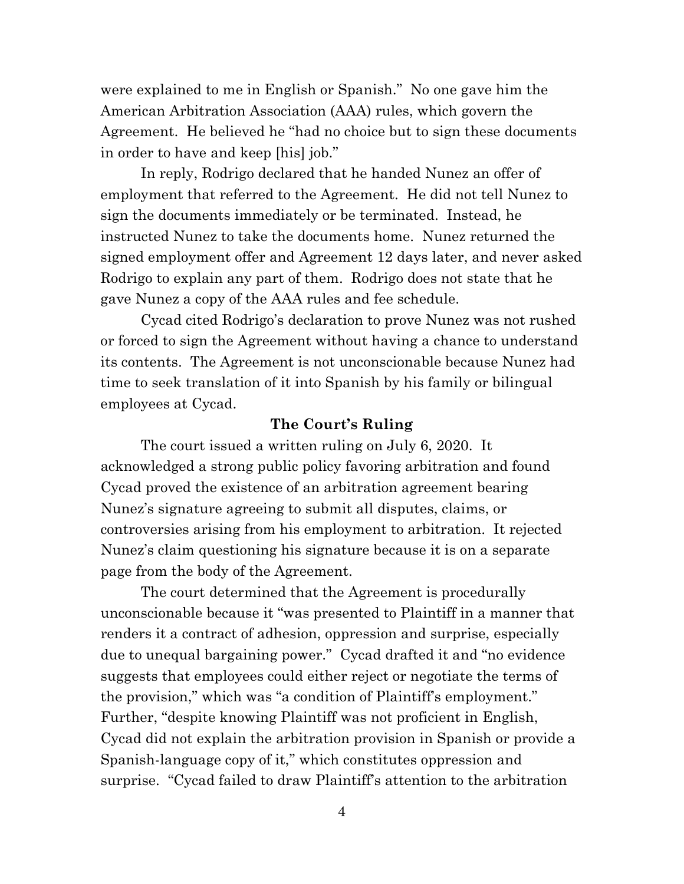were explained to me in English or Spanish." No one gave him the American Arbitration Association (AAA) rules, which govern the Agreement. He believed he "had no choice but to sign these documents in order to have and keep [his] job."

In reply, Rodrigo declared that he handed Nunez an offer of employment that referred to the Agreement. He did not tell Nunez to sign the documents immediately or be terminated. Instead, he instructed Nunez to take the documents home. Nunez returned the signed employment offer and Agreement 12 days later, and never asked Rodrigo to explain any part of them. Rodrigo does not state that he gave Nunez a copy of the AAA rules and fee schedule.

Cycad cited Rodrigo's declaration to prove Nunez was not rushed or forced to sign the Agreement without having a chance to understand its contents. The Agreement is not unconscionable because Nunez had time to seek translation of it into Spanish by his family or bilingual employees at Cycad.

**The Court's Ruling**

The court issued a written ruling on July 6, 2020. It acknowledged a strong public policy favoring arbitration and found Cycad proved the existence of an arbitration agreement bearing Nunez's signature agreeing to submit all disputes, claims, or controversies arising from his employment to arbitration. It rejected Nunez's claim questioning his signature because it is on a separate page from the body of the Agreement.

The court determined that the Agreement is procedurally unconscionable because it "was presented to Plaintiff in a manner that renders it a contract of adhesion, oppression and surprise, especially due to unequal bargaining power." Cycad drafted it and "no evidence suggests that employees could either reject or negotiate the terms of the provision," which was "a condition of Plaintiff's employment." Further, "despite knowing Plaintiff was not proficient in English, Cycad did not explain the arbitration provision in Spanish or provide a Spanish-language copy of it," which constitutes oppression and surprise. "Cycad failed to draw Plaintiff's attention to the arbitration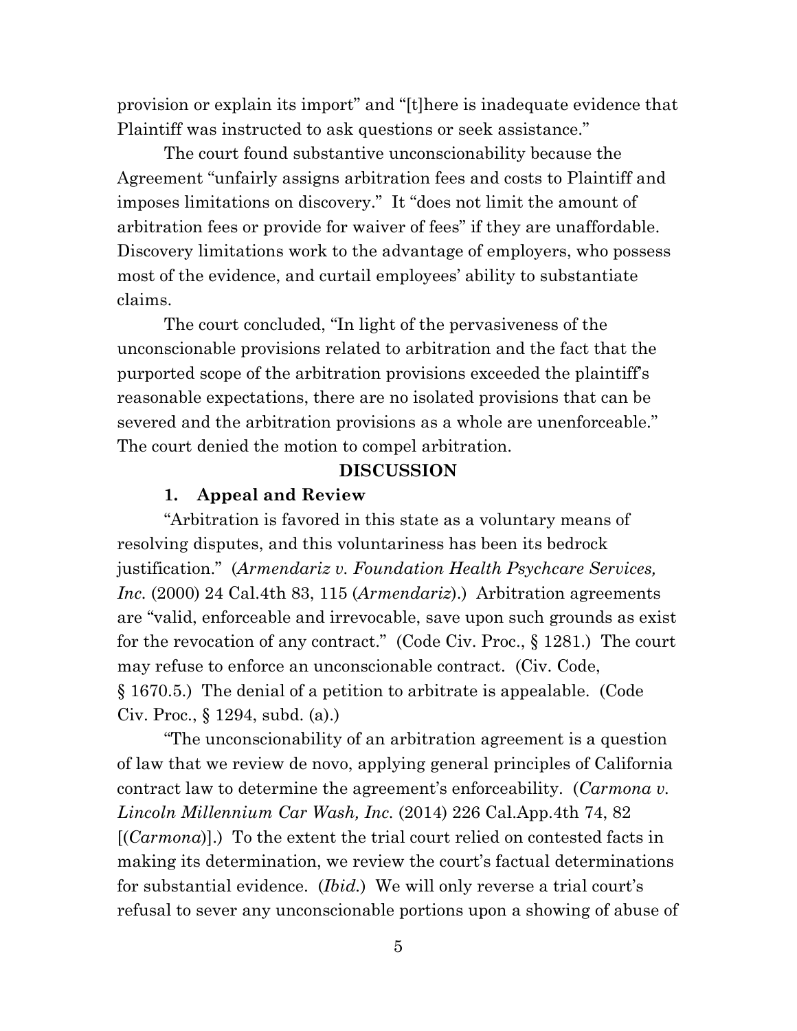provision or explain its import" and "[t]here is inadequate evidence that Plaintiff was instructed to ask questions or seek assistance."

The court found substantive unconscionability because the Agreement "unfairly assigns arbitration fees and costs to Plaintiff and imposes limitations on discovery." It "does not limit the amount of arbitration fees or provide for waiver of fees" if they are unaffordable. Discovery limitations work to the advantage of employers, who possess most of the evidence, and curtail employees' ability to substantiate claims.

The court concluded, "In light of the pervasiveness of the unconscionable provisions related to arbitration and the fact that the purported scope of the arbitration provisions exceeded the plaintiff's reasonable expectations, there are no isolated provisions that can be severed and the arbitration provisions as a whole are unenforceable." The court denied the motion to compel arbitration.

## DISCUSSION

### 1. Appeal and Review

"Arbitration is favored in this state as a voluntary means of resolving disputes, and this voluntariness has been its bedrock justification." (*Armendariz v. Foundation Health Psychcare Services, Inc.* (2000) 24 Cal.4th 83, 115 (*Armendariz*).) Arbitration agreements are "valid, enforceable and irrevocable, save upon such grounds as exist for the revocation of any contract." (Code Civ. Proc., § 1281.) The court may refuse to enforce an unconscionable contract. (Civ. Code, § 1670.5.) The denial of a petition to arbitrate is appealable. (Code Civ. Proc., § 1294, subd. (a).)

"The unconscionability of an arbitration agreement is a question of law that we review de novo, applying general principles of California contract law to determine the agreement's enforceability. (*Carmona v. Lincoln Millennium Car Wash, Inc.* (2014) 226 Cal.App.4th 74, 82 [(*Carmona*)].) To the extent the trial court relied on contested facts in making its determination, we review the court's factual determinations for substantial evidence. (*Ibid.*) We will only reverse a trial court's refusal to sever any unconscionable portions upon a showing of abuse of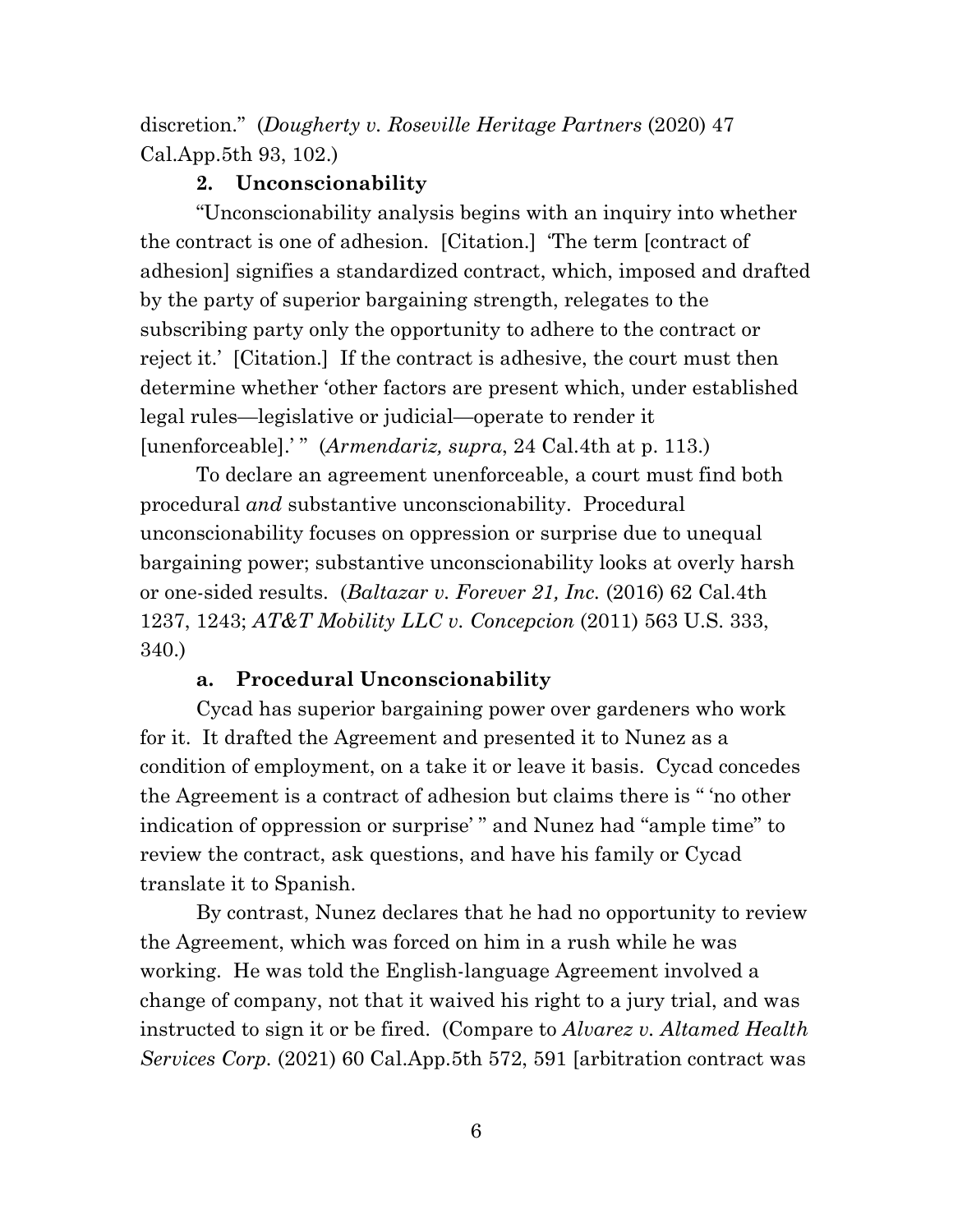discretion." (*Dougherty v. Roseville Heritage Partners* (2020) 47 Cal.App.5th 93, 102.)

**2. Unconscionability**

"Unconscionability analysis begins with an inquiry into whether the contract is one of adhesion. [Citation.] 'The term [contract of adhesion] signifies a standardized contract, which, imposed and drafted by the party of superior bargaining strength, relegates to the subscribing party only the opportunity to adhere to the contract or reject it.' [Citation.] If the contract is adhesive, the court must then determine whether 'other factors are present which, under established legal rules—legislative or judicial—operate to render it [unenforceable].' " (*Armendariz, supra*, 24 Cal.4th at p. 113.)

To declare an agreement unenforceable, a court must find both procedural *and* substantive unconscionability. Procedural unconscionability focuses on oppression or surprise due to unequal bargaining power; substantive unconscionability looks at overly harsh or one-sided results. (*Baltazar v. Forever 21, Inc.* (2016) 62 Cal.4th 1237, 1243; *AT&T Mobility LLC v. Concepcion* (2011) 563 U.S. 333, 340.)

**a. Procedural Unconscionability**

Cycad has superior bargaining power over gardeners who work for it. It drafted the Agreement and presented it to Nunez as a condition of employment, on a take it or leave it basis. Cycad concedes the Agreement is a contract of adhesion but claims there is " 'no other indication of oppression or surprise' " and Nunez had "ample time" to review the contract, ask questions, and have his family or Cycad translate it to Spanish.

By contrast, Nunez declares that he had no opportunity to review the Agreement, which was forced on him in a rush while he was working. He was told the English-language Agreement involved a change of company, not that it waived his right to a jury trial, and was instructed to sign it or be fired. (Compare to *Alvarez v. Altamed Health Services Corp.* (2021) 60 Cal.App.5th 572, 591 [arbitration contract was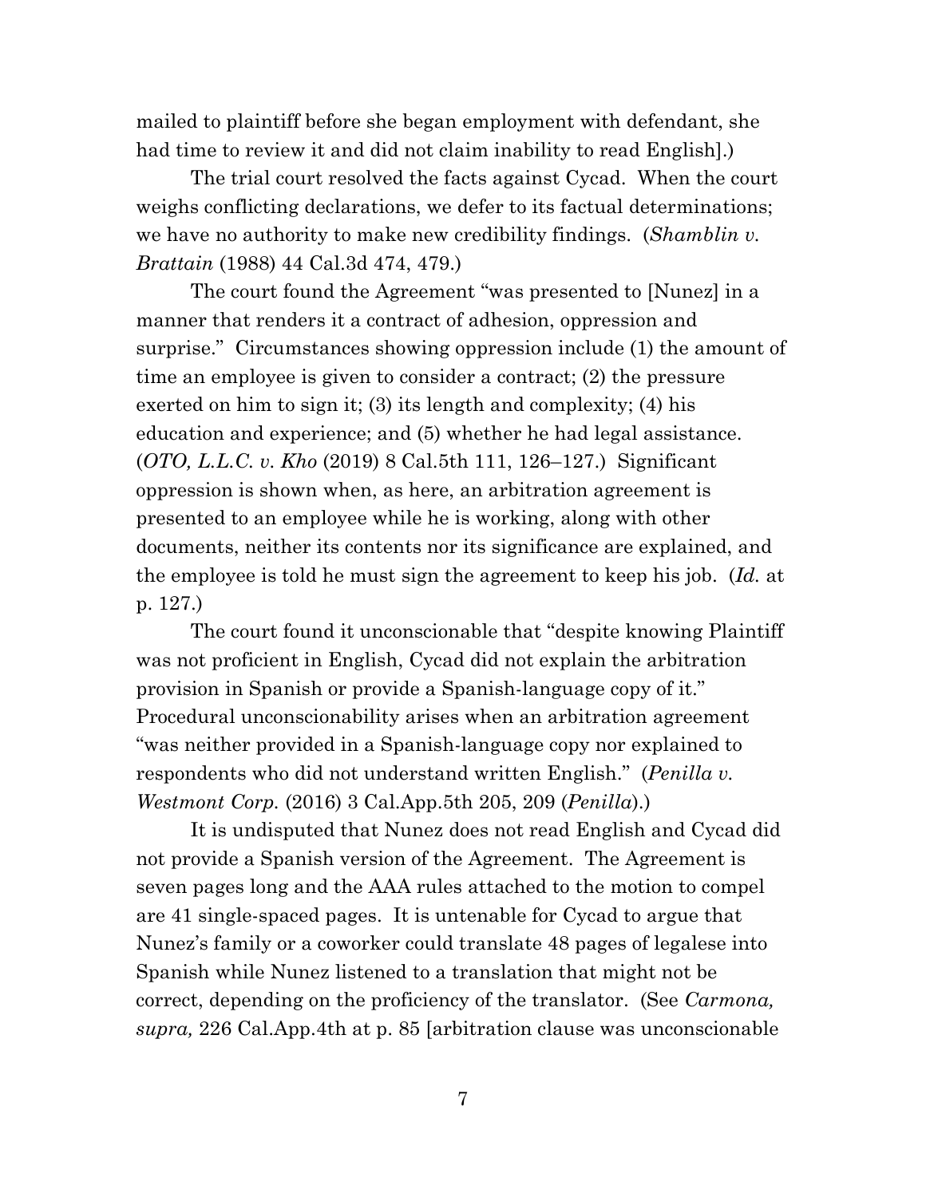mailed to plaintiff before she began employment with defendant, she had time to review it and did not claim inability to read English].)

The trial court resolved the facts against Cycad. When the court weighs conflicting declarations, we defer to its factual determinations; we have no authority to make new credibility findings. (*Shamblin v. Brattain* (1988) 44 Cal.3d 474, 479.)

The court found the Agreement "was presented to [Nunez] in a manner that renders it a contract of adhesion, oppression and surprise." Circumstances showing oppression include (1) the amount of time an employee is given to consider a contract; (2) the pressure exerted on him to sign it; (3) its length and complexity; (4) his education and experience; and (5) whether he had legal assistance. (*OTO, L.L.C. v. Kho* (2019) 8 Cal.5th 111, 126–127.) Significant oppression is shown when, as here, an arbitration agreement is presented to an employee while he is working, along with other documents, neither its contents nor its significance are explained, and the employee is told he must sign the agreement to keep his job. (*Id.* at p. 127.)

The court found it unconscionable that "despite knowing Plaintiff was not proficient in English, Cycad did not explain the arbitration provision in Spanish or provide a Spanish-language copy of it." Procedural unconscionability arises when an arbitration agreement "was neither provided in a Spanish-language copy nor explained to respondents who did not understand written English." (*Penilla v. Westmont Corp.* (2016) 3 Cal.App.5th 205, 209 (*Penilla*).)

It is undisputed that Nunez does not read English and Cycad did not provide a Spanish version of the Agreement. The Agreement is seven pages long and the AAA rules attached to the motion to compel are 41 single-spaced pages. It is untenable for Cycad to argue that Nunez's family or a coworker could translate 48 pages of legalese into Spanish while Nunez listened to a translation that might not be correct, depending on the proficiency of the translator. (See *Carmona, supra,* 226 Cal.App.4th at p. 85 [arbitration clause was unconscionable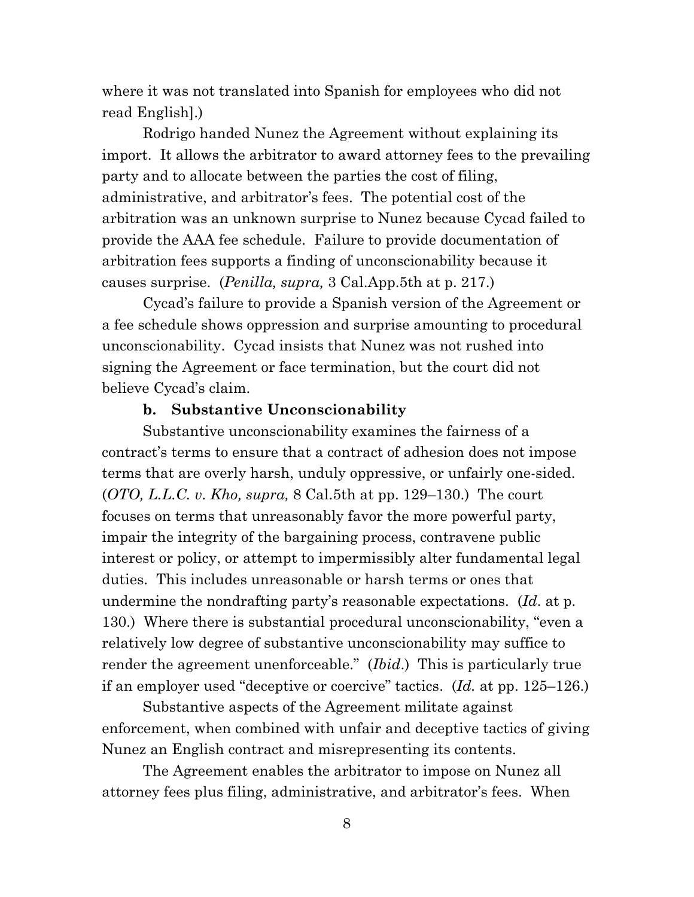where it was not translated into Spanish for employees who did not read English].)

Rodrigo handed Nunez the Agreement without explaining its import. It allows the arbitrator to award attorney fees to the prevailing party and to allocate between the parties the cost of filing, administrative, and arbitrator's fees. The potential cost of the arbitration was an unknown surprise to Nunez because Cycad failed to provide the AAA fee schedule. Failure to provide documentation of arbitration fees supports a finding of unconscionability because it causes surprise. (*Penilla, supra,* 3 Cal.App.5th at p. 217.)

Cycad's failure to provide a Spanish version of the Agreement or a fee schedule shows oppression and surprise amounting to procedural unconscionability. Cycad insists that Nunez was not rushed into signing the Agreement or face termination, but the court did not believe Cycad's claim.

**b. Substantive Unconscionability**

Substantive unconscionability examines the fairness of a contract's terms to ensure that a contract of adhesion does not impose terms that are overly harsh, unduly oppressive, or unfairly one-sided. (*OTO, L.L.C. v. Kho, supra,* 8 Cal.5th at pp. 129–130.) The court focuses on terms that unreasonably favor the more powerful party, impair the integrity of the bargaining process, contravene public interest or policy, or attempt to impermissibly alter fundamental legal duties. This includes unreasonable or harsh terms or ones that undermine the nondrafting party's reasonable expectations. (*Id*. at p. 130.) Where there is substantial procedural unconscionability, "even a relatively low degree of substantive unconscionability may suffice to render the agreement unenforceable." (*Ibid*.) This is particularly true if an employer used "deceptive or coercive" tactics. (*Id.* at pp. 125–126.)

Substantive aspects of the Agreement militate against enforcement, when combined with unfair and deceptive tactics of giving Nunez an English contract and misrepresenting its contents.

The Agreement enables the arbitrator to impose on Nunez all attorney fees plus filing, administrative, and arbitrator's fees. When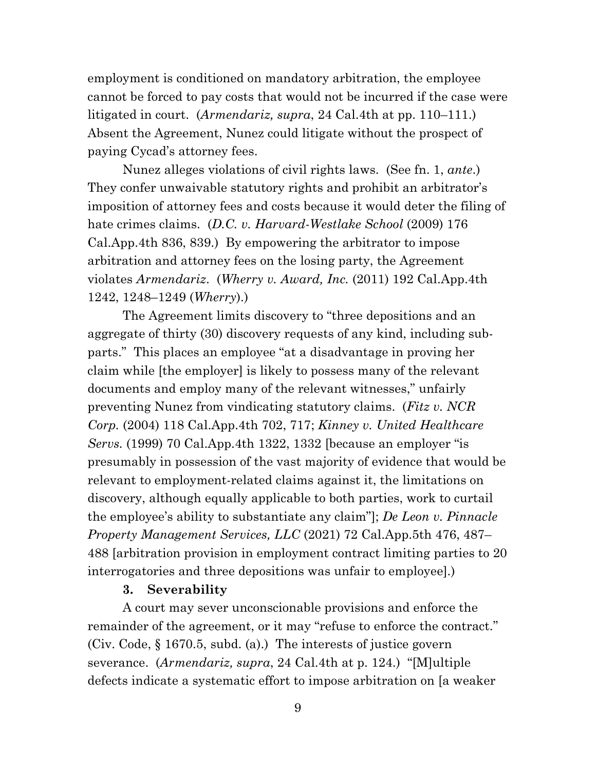employment is conditioned on mandatory arbitration, the employee cannot be forced to pay costs that would not be incurred if the case were litigated in court. (*Armendariz, supra*, 24 Cal.4th at pp. 110–111.) Absent the Agreement, Nunez could litigate without the prospect of paying Cycad's attorney fees.

Nunez alleges violations of civil rights laws. (See fn. 1, *ante*.) They confer unwaivable statutory rights and prohibit an arbitrator's imposition of attorney fees and costs because it would deter the filing of hate crimes claims. (*D.C. v. Harvard-Westlake School* (2009) 176 Cal.App.4th 836, 839.) By empowering the arbitrator to impose arbitration and attorney fees on the losing party, the Agreement violates *Armendariz*. (*Wherry v. Award, Inc.* (2011) 192 Cal.App.4th 1242, 1248–1249 (*Wherry*).)

The Agreement limits discovery to "three depositions and an aggregate of thirty (30) discovery requests of any kind, including sub-parts." This places an employee "at a disadvantage in proving her claim while [the employer] is likely to possess many of the relevant documents and employ many of the relevant witnesses," unfairly preventing Nunez from vindicating statutory claims. (*Fitz v. NCR Corp.* (2004) 118 Cal.App.4th 702, 717; *Kinney v. United Healthcare Servs.* (1999) 70 Cal.App.4th 1322, 1332 [because an employer "is presumably in possession of the vast majority of evidence that would be relevant to employment-related claims against it, the limitations on discovery, although equally applicable to both parties, work to curtail the employee's ability to substantiate any claim"]; *De Leon v. Pinnacle Property Management Services, LLC* (2021) 72 Cal.App.5th 476, 487–488 [arbitration provision in employment contract limiting parties to 20 interrogatories and three depositions was unfair to employee].)

**3. Severability**

A court may sever unconscionable provisions and enforce the remainder of the agreement, or it may "refuse to enforce the contract." (Civ. Code, § 1670.5, subd. (a).) The interests of justice govern severance. (*Armendariz, supra*, 24 Cal.4th at p. 124.) "[M]ultiple defects indicate a systematic effort to impose arbitration on [a weaker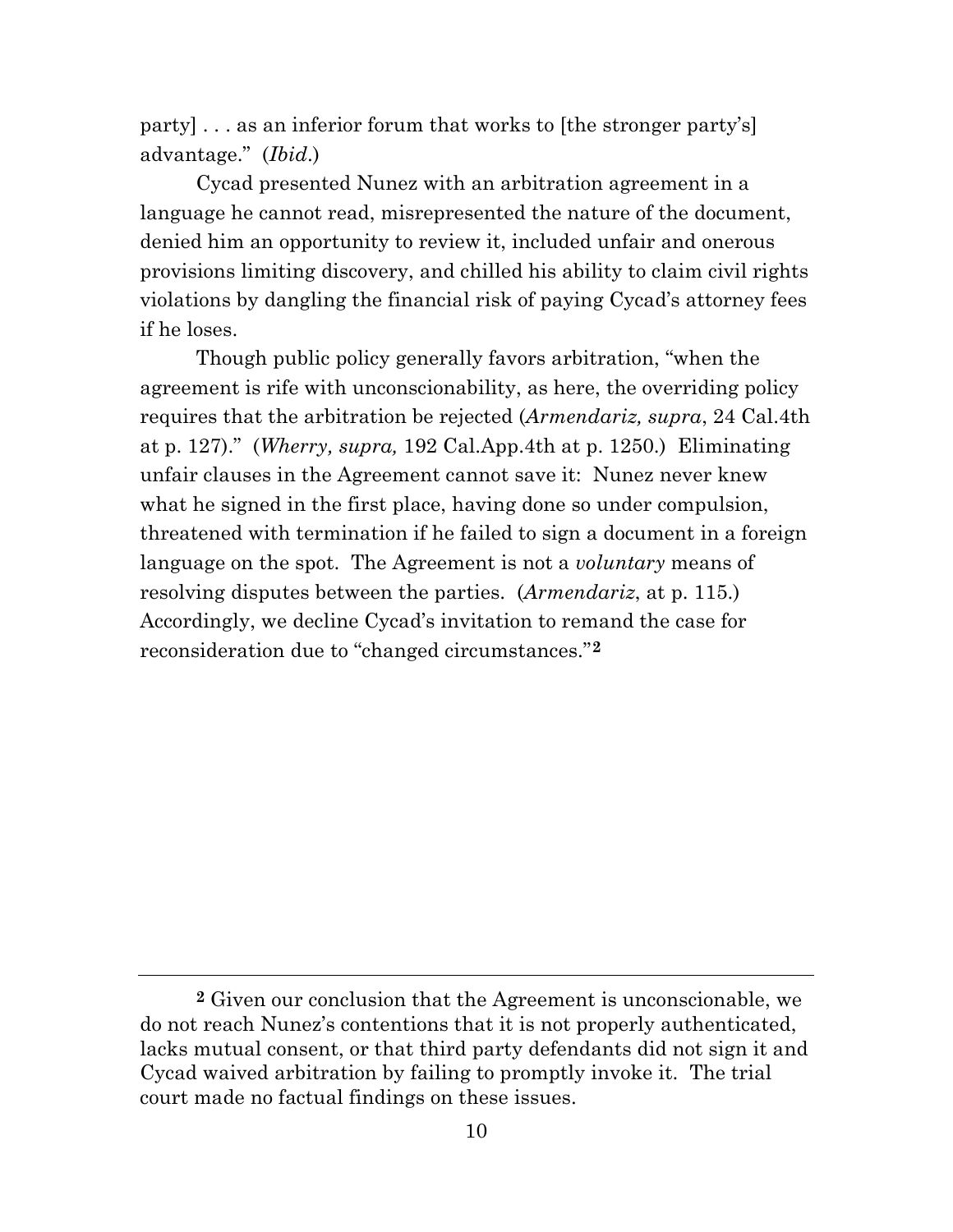party] . . . as an inferior forum that works to [the stronger party's] advantage." (*Ibid*.)

Cycad presented Nunez with an arbitration agreement in a language he cannot read, misrepresented the nature of the document, denied him an opportunity to review it, included unfair and onerous provisions limiting discovery, and chilled his ability to claim civil rights violations by dangling the financial risk of paying Cycad's attorney fees if he loses.

Though public policy generally favors arbitration, "when the agreement is rife with unconscionability, as here, the overriding policy requires that the arbitration be rejected (*Armendariz, supra*, 24 Cal.4th at p. 127)." (*Wherry, supra,* 192 Cal.App.4th at p. 1250.) Eliminating unfair clauses in the Agreement cannot save it: Nunez never knew what he signed in the first place, having done so under compulsion, threatened with termination if he failed to sign a document in a foreign language on the spot. The Agreement is not a *voluntary* means of resolving disputes between the parties. (*Armendariz*, at p. 115.) Accordingly, we decline Cycad's invitation to remand the case for reconsideration due to "changed circumstances."[2]

---

[2] Given our conclusion that the Agreement is unconscionable, we do not reach Nunez's contentions that it is not properly authenticated, lacks mutual consent, or that third party defendants did not sign it and Cycad waived arbitration by failing to promptly invoke it. The trial court made no factual findings on these issues.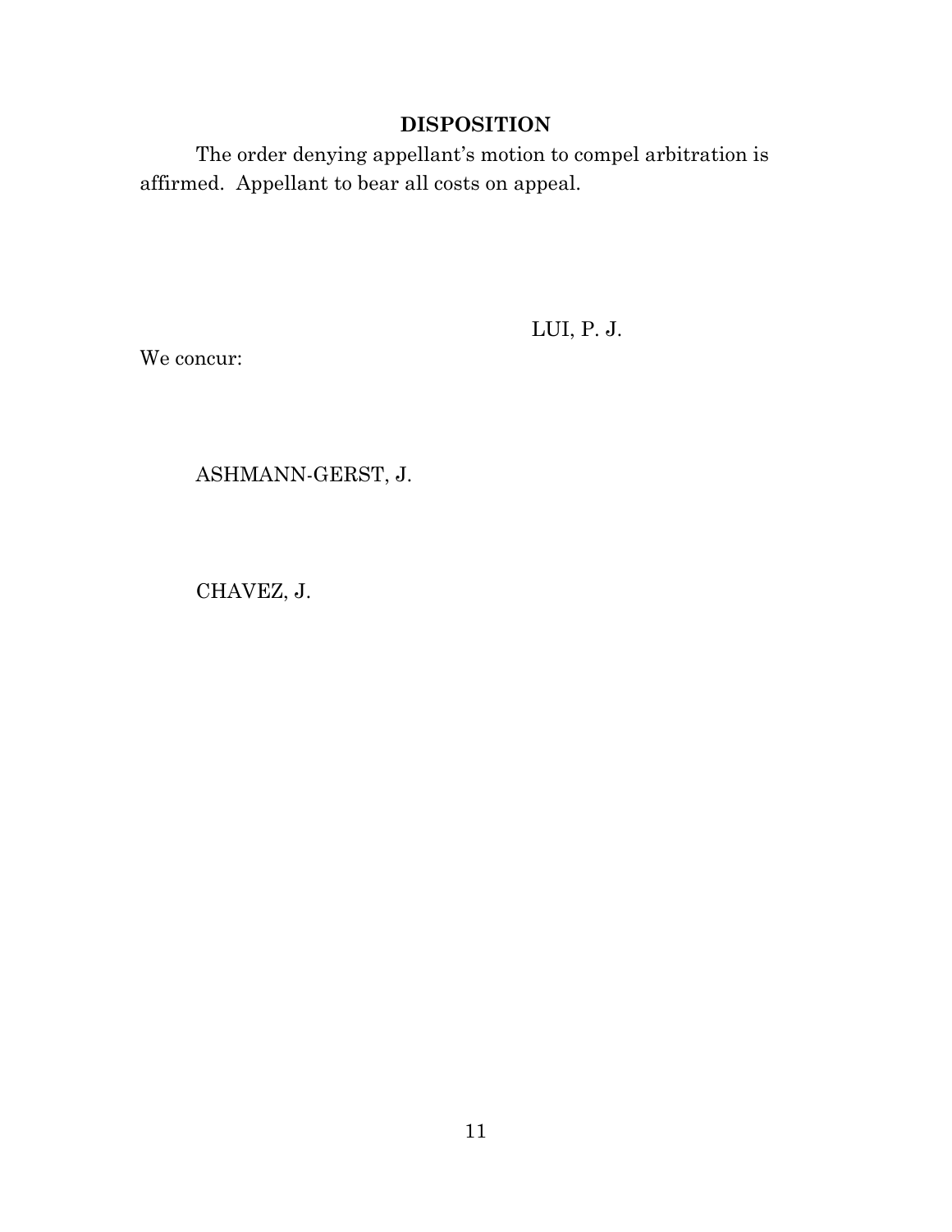## DISPOSITION

The order denying appellant's motion to compel arbitration is affirmed. Appellant to bear all costs on appeal.

LUI, P. J.

We concur:

ASHMANN-GERST, J.

CHAVEZ, J.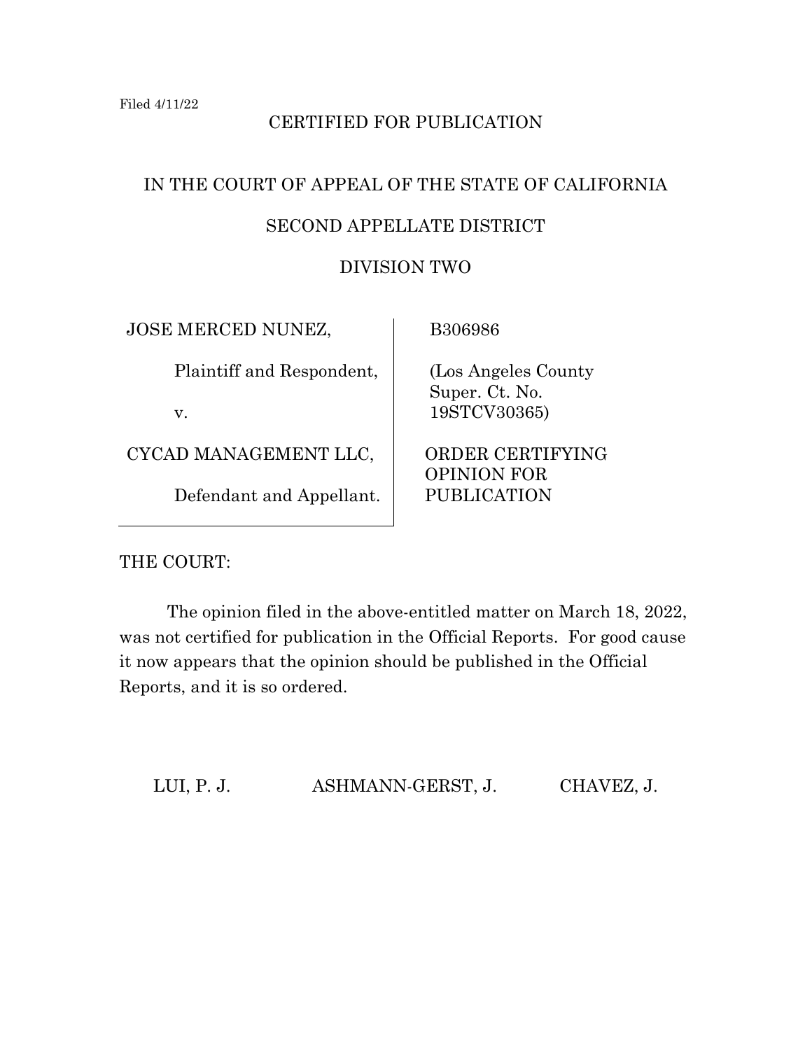Filed 4/11/22

CERTIFIED FOR PUBLICATION

IN THE COURT OF APPEAL OF THE STATE OF CALIFORNIA

SECOND APPELLATE DISTRICT

DIVISION TWO

| | |
|---|---|
| JOSE MERCED NUNEZ,<br><br>Plaintiff and Respondent,<br><br>v.<br><br>CYCAD MANAGEMENT LLC,<br><br>Defendant and Appellant. | B306986<br><br>(Los Angeles County Super. Ct. No. 19STCV30365)<br><br>ORDER CERTIFYING OPINION FOR PUBLICATION |

THE COURT:

The opinion filed in the above-entitled matter on March 18, 2022, was not certified for publication in the Official Reports. For good cause it now appears that the opinion should be published in the Official Reports, and it is so ordered.

LUI, P. J. ASHMANN-GERST, J. CHAVEZ, J.